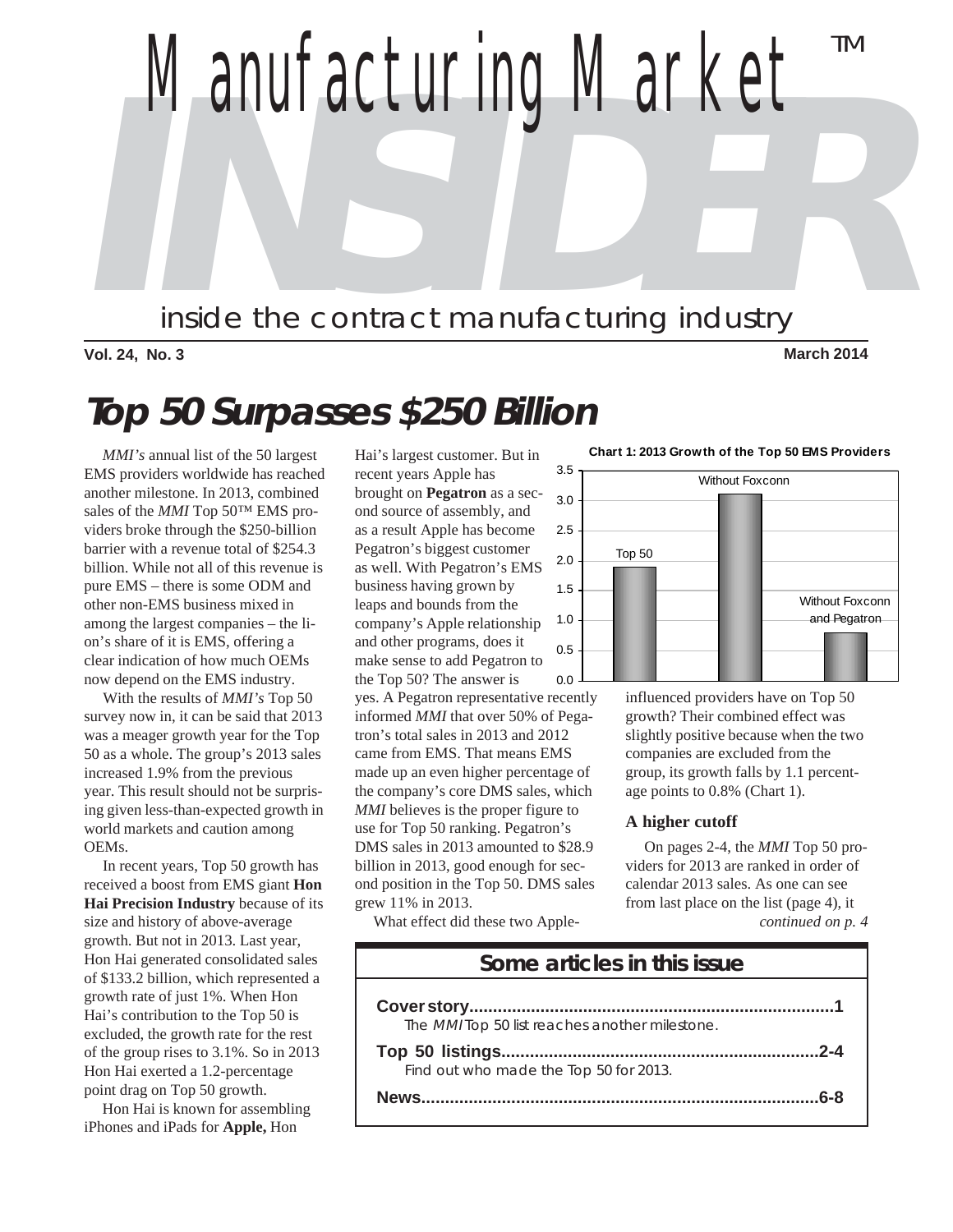# Manufacturing Market INSIDER™

inside the contract manufacturing industry

**Vol. 24, No. 3** **March 2014**

# *Top 50 Surpasses $250 Billion*

*MMI's* annual list of the 50 largest EMS providers worldwide has reached another milestone. In 2013, combined sales of the *MMI* Top 50™ EMS providers broke through the $250-billion barrier with a revenue total of $254.3 billion. While not all of this revenue is pure EMS – there is some ODM and other non-EMS business mixed in among the largest companies – the lion's share of it is EMS, offering a clear indication of how much OEMs now depend on the EMS industry.

With the results of *MMI's* Top 50 survey now in, it can be said that 2013 was a meager growth year for the Top 50 as a whole. The group's 2013 sales increased 1.9% from the previous year. This result should not be surprising given less-than-expected growth in world markets and caution among OEMs.

In recent years, Top 50 growth has received a boost from EMS giant **Hon Hai Precision Industry** because of its size and history of above-average growth. But not in 2013. Last year, Hon Hai generated consolidated sales of $133.2 billion, which represented a growth rate of just 1%. When Hon Hai's contribution to the Top 50 is excluded, the growth rate for the rest of the group rises to 3.1%. So in 2013 Hon Hai exerted a 1.2-percentage point drag on Top 50 growth.

Hon Hai is known for assembling iPhones and iPads for **Apple,** Hon Hai's largest customer. But in recent years Apple has brought on **Pegatron** as a second source of assembly, and as a result Apple has become Pegatron's biggest customer as well. With Pegatron's EMS business having grown by leaps and bounds from the company's Apple relationship and other programs, does it make sense to add Pegatron to the Top 50? The answer is yes. A Pegatron representative recently informed *MMI* that over 50% of Pegatron's total sales in 2013 and 2012 came from EMS. That means EMS made up an even higher percentage of the company's core DMS sales, which *MMI* believes is the proper figure to use for Top 50 ranking. Pegatron's DMS sales in 2013 amounted to $28.9 billion in 2013, good enough for second position in the Top 50. DMS sales grew 11% in 2013.

What effect did these two Apple-influenced providers have on Top 50 growth? Their combined effect was slightly positive because when the two companies are excluded from the group, its growth falls by 1.1 percentage points to 0.8% (Chart 1).

**Chart 1: 2013 Growth of the Top 50 EMS Providers**

| | Growth (%) |
|---|---|
| Top 50 | 1.9 |
| Without Foxconn | 3.1 |
| Without Foxconn and Pegatron | 0.8 |

### A higher cutoff

On pages 2-4, the *MMI* Top 50 providers for 2013 are ranked in order of calendar 2013 sales. As one can see from last place on the list (page 4), it

*continued on p. 4*

## Some articles in this issue

**Cover story...........................................................................1**
The *MMI* Top 50 list reaches another milestone.

**Top 50 listings..................................................................2-4**
Find out who made the Top 50 for 2013.

**News...................................................................................6-8**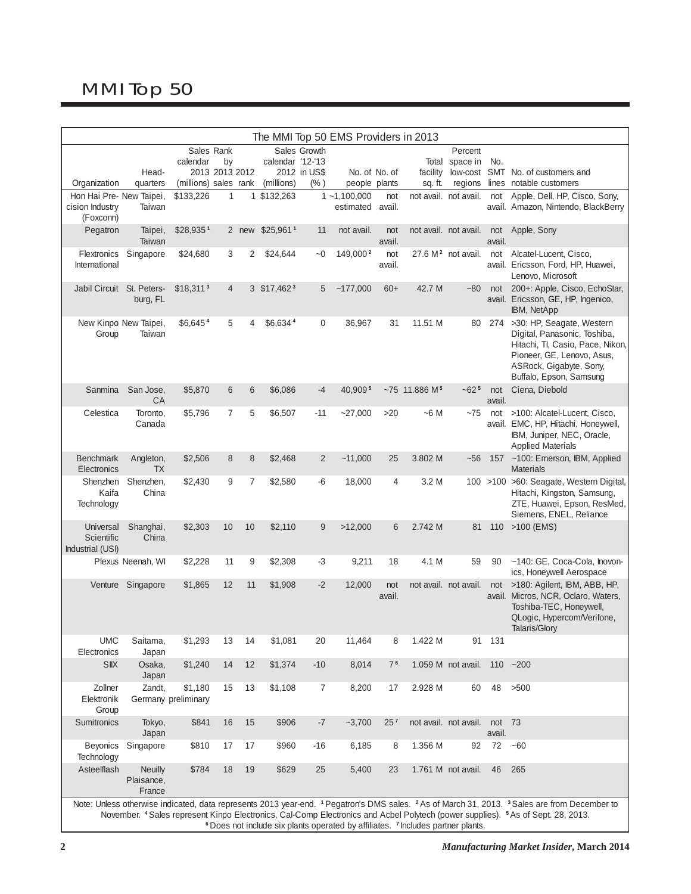# MMI Top 50

| The MMI Top 50 EMS Providers in 2013 | | | | | | | | | | | | | |
|---|---|---|---|---|---|---|---|---|---|---|---|---|---|
| Organization | Head-quarters | Sales calendar 2013 (millions) | Rank by 2013 sales | 2012 rank | Sales calendar 2012 (millions) | Growth '12-'13 in US$ (%) | No. of people | No. of plants | Total facility sq. ft. | Percent space in low-cost regions | No. SMT lines | No. of customers and notable customers |
| Hon Hai Precision Industry (Foxconn) | New Taipei, Taiwan | $133,226 | 1 | 1 | $132,263 | 1 | ~1,100,000 estimated | not avail. | not avail. | not avail. | not avail. | Apple, Dell, HP, Cisco, Sony, Amazon, Nintendo, BlackBerry |
| Pegatron | Taipei, Taiwan | $28,935 [1] | 2 | new | $25,961 [1] | 11 | not avail. | not avail. | not avail. | not avail. | not avail. | Apple, Sony |
| Flextronics International | Singapore | $24,680 | 3 | 2 | $24,644 | ~0 | 149,000 [2] | not avail. | 27.6 M [2] | not avail. | not avail. | Alcatel-Lucent, Cisco, Ericsson, Ford, HP, Huawei, Lenovo, Microsoft |
| Jabil Circuit | St. Petersburg, FL | $18,311 [3] | 4 | 3 | $17,462 [3] | 5 | ~177,000 | 60+ | 42.7 M | ~80 | not avail. | 200+: Apple, Cisco, EchoStar, Ericsson, GE, HP, Ingenico, IBM, NetApp |
| New Kinpo Group | New Taipei, Taiwan | $6,645 [4] | 5 | 4 | $6,634 [4] | 0 | 36,967 | 31 | 11.51 M | 80 | 274 | >30: HP, Seagate, Western Digital, Panasonic, Toshiba, Hitachi, TI, Casio, Pace, Nikon, Pioneer, GE, Lenovo, Asus, ASRock, Gigabyte, Sony, Buffalo, Epson, Samsung |
| Sanmina | San Jose, CA | $5,870 | 6 | 6 | $6,086 | -4 | 40,909 [5] | ~75 | 11.886 M [5] | ~62 [5] | not avail. | Ciena, Diebold |
| Celestica | Toronto, Canada | $5,796 | 7 | 5 | $6,507 | -11 | ~27,000 | >20 | ~6 M | ~75 | not avail. | >100: Alcatel-Lucent, Cisco, EMC, HP, Hitachi, Honeywell, IBM, Juniper, NEC, Oracle, Applied Materials |
| Benchmark Electronics | Angleton, TX | $2,506 | 8 | 8 | $2,468 | 2 | ~11,000 | 25 | 3.802 M | ~56 | 157 | ~100: Emerson, IBM, Applied Materials |
| Shenzhen Kaifa Technology | Shenzhen, China | $2,430 | 9 | 7 | $2,580 | -6 | 18,000 | 4 | 3.2 M | 100 | >100 | >60: Seagate, Western Digital, Hitachi, Kingston, Samsung, ZTE, Huawei, Epson, ResMed, Siemens, ENEL, Reliance |
| Universal Scientific Industrial (USI) | Shanghai, China | $2,303 | 10 | 10 | $2,110 | 9 | >12,000 | 6 | 2.742 M | 81 | 110 | >100 (EMS) |
| Plexus | Neenah, WI | $2,228 | 11 | 9 | $2,308 | -3 | 9,211 | 18 | 4.1 M | 59 | 90 | ~140: GE, Coca-Cola, Inovonics, Honeywell Aerospace |
| Venture | Singapore | $1,865 | 12 | 11 | $1,908 | -2 | 12,000 | not avail. | not avail. | not avail. | not avail. | >180: Agilent, IBM, ABB, HP, Micros, NCR, Oclaro, Waters, Toshiba-TEC, Honeywell, QLogic, Hypercom/Verifone, Talaris/Glory |
| UMC Electronics | Saitama, Japan | $1,293 | 13 | 14 | $1,081 | 20 | 11,464 | 8 | 1.422 M | 91 | 131 | |
| SIIX | Osaka, Japan | $1,240 | 14 | 12 | $1,374 | -10 | 8,014 | 7 [6] | 1.059 M | not avail. | 110 | ~200 |
| Zollner Elektronik Group | Zandt, Germany | $1,180 preliminary | 15 | 13 | $1,108 | 7 | 8,200 | 17 | 2.928 M | 60 | 48 | >500 |
| Sumitronics | Tokyo, Japan | $841 | 16 | 15 | $906 | -7 | ~3,700 | 25 [7] | not avail. | not avail. | not avail. | 73 |
| Beyonics Technology | Singapore | $810 | 17 | 17 | $960 | -16 | 6,185 | 8 | 1.356 M | 92 | 72 | ~60 |
| Asteelflash | Neuilly Plaisance, France | $784 | 18 | 19 | $629 | 25 | 5,400 | 23 | 1.761 M | not avail. | 46 | 265 |

Note: Unless otherwise indicated, data represents 2013 year-end. [1] Pegatron's DMS sales. [2] As of March 31, 2013. [3] Sales are from December to November. [4] Sales represent Kinpo Electronics, Cal-Comp Electronics and Acbel Polytech (power supplies). [5] As of Sept. 28, 2013. [6] Does not include six plants operated by affiliates. [7] Includes partner plants.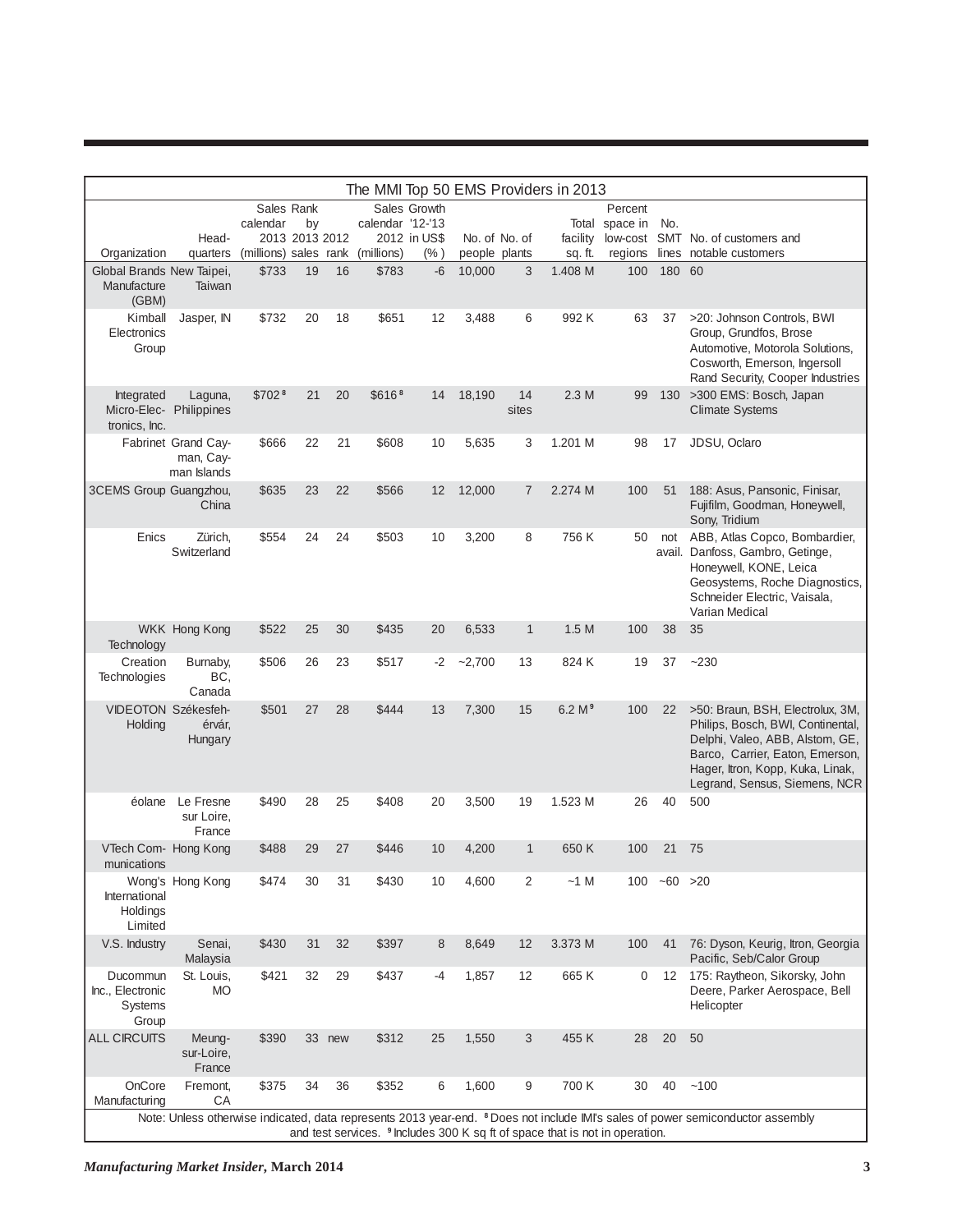## The MMI Top 50 EMS Providers in 2013

| Organization | Headquarters | Sales calendar 2013 (millions) | Rank by 2013 sales | 2012 rank | Sales calendar 2012 (millions) | Growth '12-'13 in US$ (%) | No. of people | No. of plants | Total facility sq. ft. | Percent space in low-cost regions | No. SMT lines | No. of customers and notable customers |
|---|---|---|---|---|---|---|---|---|---|---|---|---|
| Global Brands Manufacture (GBM) | New Taipei, Taiwan | $733 | 19 | 16 | $783 | -6 | 10,000 | 3 | 1.408 M | 100 | 180 | 60 |
| Kimball Electronics Group | Jasper, IN | $732 | 20 | 18 | $651 | 12 | 3,488 | 6 | 992 K | 63 | 37 | >20: Johnson Controls, BWI Group, Grundfos, Brose Automotive, Motorola Solutions, Cosworth, Emerson, Ingersoll Rand Security, Cooper Industries |
| Integrated Micro-Electronics, Inc. | Laguna, Philippines | $702 [8] | 21 | 20 | $616 [8] | 14 | 18,190 | 14 sites | 2.3 M | 99 | 130 | >300 EMS: Bosch, Japan Climate Systems |
| Fabrinet | Grand Cayman, Cayman Islands | $666 | 22 | 21 | $608 | 10 | 5,635 | 3 | 1.201 M | 98 | 17 | JDSU, Oclaro |
| 3CEMS Group | Guangzhou, China | $635 | 23 | 22 | $566 | 12 | 12,000 | 7 | 2.274 M | 100 | 51 | 188: Asus, Pansonic, Finisar, Fujifilm, Goodman, Honeywell, Sony, Tridium |
| Enics | Zürich, Switzerland | $554 | 24 | 24 | $503 | 10 | 3,200 | 8 | 756 K | 50 | not avail. | ABB, Atlas Copco, Bombardier, Danfoss, Gambro, Getinge, Honeywell, KONE, Leica Geosystems, Roche Diagnostics, Schneider Electric, Vaisala, Varian Medical |
| WKK Technology | Hong Kong | $522 | 25 | 30 | $435 | 20 | 6,533 | 1 | 1.5 M | 100 | 38 | 35 |
| Creation Technologies | Burnaby, BC, Canada | $506 | 26 | 23 | $517 | -2 | ~2,700 | 13 | 824 K | 19 | 37 | ~230 |
| VIDEOTON Holding | Székesfehérvár, Hungary | $501 | 27 | 28 | $444 | 13 | 7,300 | 15 | 6.2 M [9] | 100 | 22 | >50: Braun, BSH, Electrolux, 3M, Philips, Bosch, BWI, Continental, Delphi, Valeo, ABB, Alstom, GE, Barco, Carrier, Eaton, Emerson, Hager, Itron, Kopp, Kuka, Linak, Legrand, Sensus, Siemens, NCR |
| éolane | Le Fresne sur Loire, France | $490 | 28 | 25 | $408 | 20 | 3,500 | 19 | 1.523 M | 26 | 40 | 500 |
| VTech Communications | Hong Kong | $488 | 29 | 27 | $446 | 10 | 4,200 | 1 | 650 K | 100 | 21 | 75 |
| Wong's International Holdings Limited | Hong Kong | $474 | 30 | 31 | $430 | 10 | 4,600 | 2 | ~1 M | 100 | ~60 | >20 |
| V.S. Industry | Senai, Malaysia | $430 | 31 | 32 | $397 | 8 | 8,649 | 12 | 3.373 M | 100 | 41 | 76: Dyson, Keurig, Itron, Georgia Pacific, Seb/Calor Group |
| Ducommun Inc., Electronic Systems Group | St. Louis, MO | $421 | 32 | 29 | $437 | -4 | 1,857 | 12 | 665 K | 0 | 12 | 175: Raytheon, Sikorsky, John Deere, Parker Aerospace, Bell Helicopter |
| ALL CIRCUITS | Meung-sur-Loire, France | $390 | 33 | new | $312 | 25 | 1,550 | 3 | 455 K | 28 | 20 | 50 |
| OnCore Manufacturing | Fremont, CA | $375 | 34 | 36 | $352 | 6 | 1,600 | 9 | 700 K | 30 | 40 | ~100 |

Note: Unless otherwise indicated, data represents 2013 year-end. [8] Does not include IMI's sales of power semiconductor assembly and test services. [9] Includes 300 K sq ft of space that is not in operation.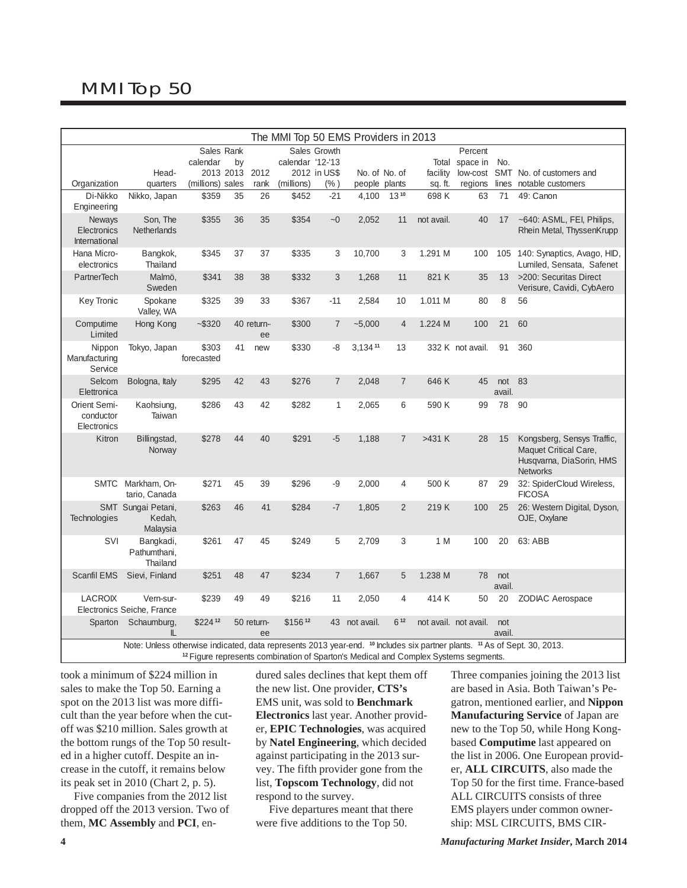# MMI Top 50

| The MMI Top 50 EMS Providers in 2013 | | | | | | | | | | | | | |
|---|---|---|---|---|---|---|---|---|---|---|---|---|---|
| Organization | Head-quarters | Sales calendar 2013 (millions) | Rank by 2013 sales | 2012 rank | Sales calendar 2012 (millions) | Growth '12-'13 in US$ (%) | No. of people | No. of plants | Total facility sq. ft. | Percent space in low-cost regions | No. SMT lines | No. of customers and notable customers |
| Di-Nikko Engineering | Nikko, Japan | $359 | 35 | 26 | $452 | -21 | 4,100 | 13[10] | 698 K | 63 | 71 | 49: Canon |
| Neways Electronics International | Son, The Netherlands | $355 | 36 | 35 | $354 | ~0 | 2,052 | 11 | not avail. | 40 | 17 | ~640: ASML, FEI, Philips, Rhein Metal, ThyssenKrupp |
| Hana Micro-electronics | Bangkok, Thailand | $345 | 37 | 37 | $335 | 3 | 10,700 | 3 | 1.291 M | 100 | 105 | 140: Synaptics, Avago, HID, Lumiled, Sensata, Safenet |
| PartnerTech | Malmö, Sweden | $341 | 38 | 38 | $332 | 3 | 1,268 | 11 | 821 K | 35 | 13 | >200: Securitas Direct Verisure, Cavidi, CybAero |
| Key Tronic | Spokane Valley, WA | $325 | 39 | 33 | $367 | -11 | 2,584 | 10 | 1.011 M | 80 | 8 | 56 |
| Computime Limited | Hong Kong | ~$320 | 40 | return-ee | $300 | 7 | ~5,000 | 4 | 1.224 M | 100 | 21 | 60 |
| Nippon Manufacturing Service | Tokyo, Japan | $303 forecasted | 41 | new | $330 | -8 | 3,134[11] | 13 | 332 K | not avail. | 91 | 360 |
| Selcom Elettronica | Bologna, Italy | $295 | 42 | 43 | $276 | 7 | 2,048 | 7 | 646 K | 45 | not avail. | 83 |
| Orient Semi-conductor Electronics | Kaohsiung, Taiwan | $286 | 43 | 42 | $282 | 1 | 2,065 | 6 | 590 K | 99 | 78 | 90 |
| Kitron | Billingstad, Norway | $278 | 44 | 40 | $291 | -5 | 1,188 | 7 | >431 K | 28 | 15 | Kongsberg, Sensys Traffic, Maquet Critical Care, Husqvarna, DiaSorin, HMS Networks |
| SMTC | Markham, Ontario, Canada | $271 | 45 | 39 | $296 | -9 | 2,000 | 4 | 500 K | 87 | 29 | 32: SpiderCloud Wireless, FICOSA |
| SMT Technologies | Sungai Petani, Kedah, Malaysia | $263 | 46 | 41 | $284 | -7 | 1,805 | 2 | 219 K | 100 | 25 | 26: Western Digital, Dyson, OJE, Oxylane |
| SVI | Bangkadi, Pathumthani, Thailand | $261 | 47 | 45 | $249 | 5 | 2,709 | 3 | 1 M | 100 | 20 | 63: ABB |
| Scanfil EMS | Sievi, Finland | $251 | 48 | 47 | $234 | 7 | 1,667 | 5 | 1.238 M | 78 | not avail. | |
| LACROIX Electronics | Vern-sur-Seiche, France | $239 | 49 | 49 | $216 | 11 | 2,050 | 4 | 414 K | 50 | 20 | ZODIAC Aerospace |
| Sparton | Schaumburg, IL | $224[12] | 50 | return-ee | $156[12] | 43 | not avail. | 6[12] | not avail. | not avail. | not avail. | |

Note: Unless otherwise indicated, data represents 2013 year-end. [10] Includes six partner plants. [11] As of Sept. 30, 2013. [12] Figure represents combination of Sparton's Medical and Complex Systems segments.

took a minimum of $224 million in sales to make the Top 50. Earning a spot on the 2013 list was more difficult than the year before when the cutoff was $210 million. Sales growth at the bottom rungs of the Top 50 resulted in a higher cutoff. Despite an increase in the cutoff, it remains below its peak set in 2010 (Chart 2, p. 5).

Five companies from the 2012 list dropped off the 2013 version. Two of them, **MC Assembly** and **PCI**, endured sales declines that kept them off the new list. One provider, **CTS's** EMS unit, was sold to **Benchmark Electronics** last year. Another provider, **EPIC Technologies**, was acquired by **Natel Engineering**, which decided against participating in the 2013 survey. The fifth provider gone from the list, **Topscom Technology**, did not respond to the survey.

Five departures meant that there were five additions to the Top 50. Three companies joining the 2013 list are based in Asia. Both Taiwan's Pegatron, mentioned earlier, and **Nippon Manufacturing Service** of Japan are new to the Top 50, while Hong Kong-based **Computime** last appeared on the list in 2006. One European provider, **ALL CIRCUITS**, also made the Top 50 for the first time. France-based ALL CIRCUITS consists of three EMS players under common ownership: MSL CIRCUITS, BMS CIR-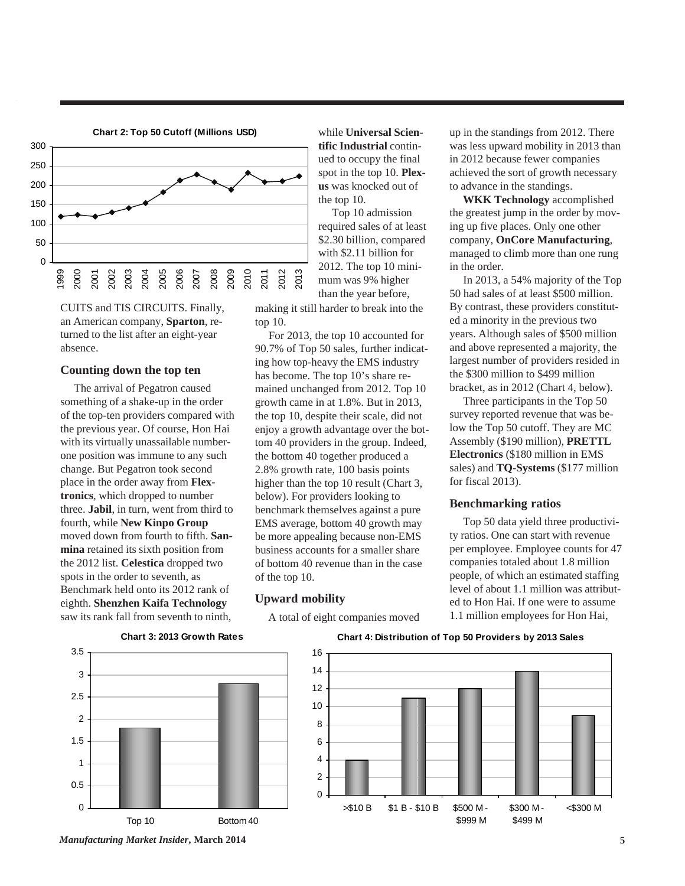**Chart 2: Top 50 Cutoff (Millions USD)**

CUITS and TIS CIRCUITS. Finally, an American company, **Sparton**, returned to the list after an eight-year absence.

## Counting down the top ten

The arrival of Pegatron caused something of a shake-up in the order of the top-ten providers compared with the previous year. Of course, Hon Hai with its virtually unassailable number-one position was immune to any such change. But Pegatron took second place in the order away from **Flextronics**, which dropped to number three. **Jabil**, in turn, went from third to fourth, while **New Kinpo Group** moved down from fourth to fifth. **Sanmina** retained its sixth position from the 2012 list. **Celestica** dropped two spots in the order to seventh, as Benchmark held onto its 2012 rank of eighth. **Shenzhen Kaifa Technology** saw its rank fall from seventh to ninth, while **Universal Scientific Industrial** continued to occupy the final spot in the top 10. **Plexus** was knocked out of the top 10.

Top 10 admission required sales of at least \$2.30 billion, compared with \$2.11 billion for 2012. The top 10 minimum was 9% higher than the year before, making it still harder to break into the top 10.

For 2013, the top 10 accounted for 90.7% of Top 50 sales, further indicating how top-heavy the EMS industry has become. The top 10's share remained unchanged from 2012. Top 10 growth came in at 1.8%. But in 2013, the top 10, despite their scale, did not enjoy a growth advantage over the bottom 40 providers in the group. Indeed, the bottom 40 together produced a 2.8% growth rate, 100 basis points higher than the top 10 result (Chart 3, below). For providers looking to benchmark themselves against a pure EMS average, bottom 40 growth may be more appealing because non-EMS business accounts for a smaller share of bottom 40 revenue than in the case of the top 10.

## Upward mobility

A total of eight companies moved up in the standings from 2012. There was less upward mobility in 2013 than in 2012 because fewer companies achieved the sort of growth necessary to advance in the standings.

**WKK Technology** accomplished the greatest jump in the order by moving up five places. Only one other company, **OnCore Manufacturing**, managed to climb more than one rung in the order.

In 2013, a 54% majority of the Top 50 had sales of at least \$500 million. By contrast, these providers constituted a minority in the previous two years. Although sales of \$500 million and above represented a majority, the largest number of providers resided in the \$300 million to \$499 million bracket, as in 2012 (Chart 4, below).

Three participants in the Top 50 survey reported revenue that was below the Top 50 cutoff. They are MC Assembly (\$190 million), **PRETTL Electronics** (\$180 million in EMS sales) and **TQ-Systems** (\$177 million for fiscal 2013).

## Benchmarking ratios

Top 50 data yield three productivity ratios. One can start with revenue per employee. Employee counts for 47 companies totaled about 1.8 million people, of which an estimated staffing level of about 1.1 million was attributed to Hon Hai. If one were to assume 1.1 million employees for Hon Hai,

**Chart 3: 2013 Growth Rates**

**Chart 4: Distribution of Top 50 Providers by 2013 Sales**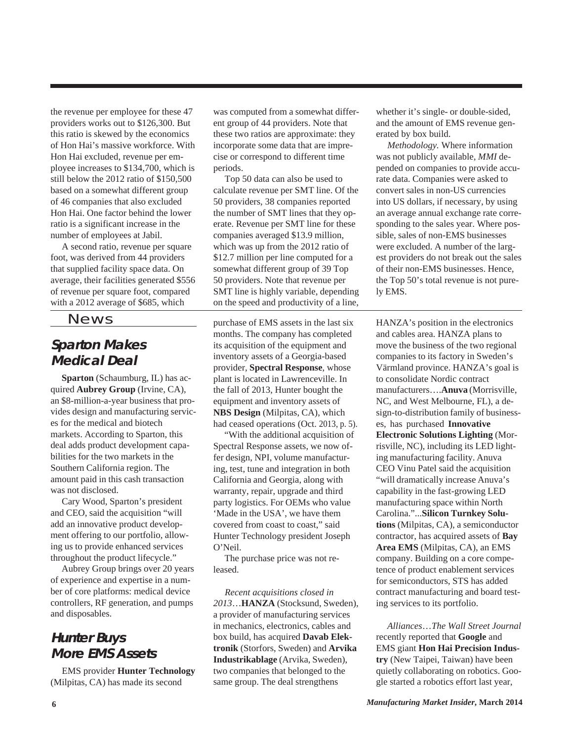the revenue per employee for these 47 providers works out to $126,300. But this ratio is skewed by the economics of Hon Hai's massive workforce. With Hon Hai excluded, revenue per employee increases to $134,700, which is still below the 2012 ratio of $150,500 based on a somewhat different group of 46 companies that also excluded Hon Hai. One factor behind the lower ratio is a significant increase in the number of employees at Jabil.

A second ratio, revenue per square foot, was derived from 44 providers that supplied facility space data. On average, their facilities generated $556 of revenue per square foot, compared with a 2012 average of $685, which was computed from a somewhat different group of 44 providers. Note that these two ratios are approximate: they incorporate some data that are imprecise or correspond to different time periods.

Top 50 data can also be used to calculate revenue per SMT line. Of the 50 providers, 38 companies reported the number of SMT lines that they operate. Revenue per SMT line for these companies averaged $13.9 million, which was up from the 2012 ratio of $12.7 million per line computed for a somewhat different group of 39 Top 50 providers. Note that revenue per SMT line is highly variable, depending on the speed and productivity of a line, whether it's single- or double-sided, and the amount of EMS revenue generated by box build.

*Methodology.* Where information was not publicly available, *MMI* depended on companies to provide accurate data. Companies were asked to convert sales in non-US currencies into US dollars, if necessary, by using an average annual exchange rate corresponding to the sales year. Where possible, sales of non-EMS businesses were excluded. A number of the largest providers do not break out the sales of their non-EMS businesses. Hence, the Top 50's total revenue is not purely EMS.

# News

## Sparton Makes Medical Deal

**Sparton** (Schaumburg, IL) has acquired **Aubrey Group** (Irvine, CA), an $8-million-a-year business that provides design and manufacturing services for the medical and biotech markets. According to Sparton, this deal adds product development capabilities for the two markets in the Southern California region. The amount paid in this cash transaction was not disclosed.

Cary Wood, Sparton's president and CEO, said the acquisition "will add an innovative product development offering to our portfolio, allowing us to provide enhanced services throughout the product lifecycle."

Aubrey Group brings over 20 years of experience and expertise in a number of core platforms: medical device controllers, RF generation, and pumps and disposables.

## Hunter Buys More EMS Assets

EMS provider **Hunter Technology** (Milpitas, CA) has made its second purchase of EMS assets in the last six months. The company has completed its acquisition of the equipment and inventory assets of a Georgia-based provider, **Spectral Response**, whose plant is located in Lawrenceville. In the fall of 2013, Hunter bought the equipment and inventory assets of **NBS Design** (Milpitas, CA), which had ceased operations (Oct. 2013, p. 5).

"With the additional acquisition of Spectral Response assets, we now offer design, NPI, volume manufacturing, test, tune and integration in both California and Georgia, along with warranty, repair, upgrade and third party logistics. For OEMs who value 'Made in the USA', we have them covered from coast to coast," said Hunter Technology president Joseph O'Neil.

The purchase price was not released.

*Recent acquisitions closed in 2013*…**HANZA** (Stocksund, Sweden), a provider of manufacturing services in mechanics, electronics, cables and box build, has acquired **Davab Elektronik** (Storfors, Sweden) and **Arvika Industrikablage** (Arvika, Sweden), two companies that belonged to the same group. The deal strengthens HANZA's position in the electronics and cables area. HANZA plans to move the business of the two regional companies to its factory in Sweden's Värmland province. HANZA's goal is to consolidate Nordic contract manufacturers….**Anuva** (Morrisville, NC, and West Melbourne, FL), a design-to-distribution family of businesses, has purchased **Innovative Electronic Solutions Lighting** (Morrisville, NC), including its LED lighting manufacturing facility. Anuva CEO Vinu Patel said the acquisition "will dramatically increase Anuva's capability in the fast-growing LED manufacturing space within North Carolina."...**Silicon Turnkey Solutions** (Milpitas, CA), a semiconductor contractor, has acquired assets of **Bay Area EMS** (Milpitas, CA), an EMS company. Building on a core competence of product enablement services for semiconductors, STS has added contract manufacturing and board testing services to its portfolio.

*Alliances*…*The Wall Street Journal* recently reported that **Google** and EMS giant **Hon Hai Precision Industry** (New Taipei, Taiwan) have been quietly collaborating on robotics. Google started a robotics effort last year,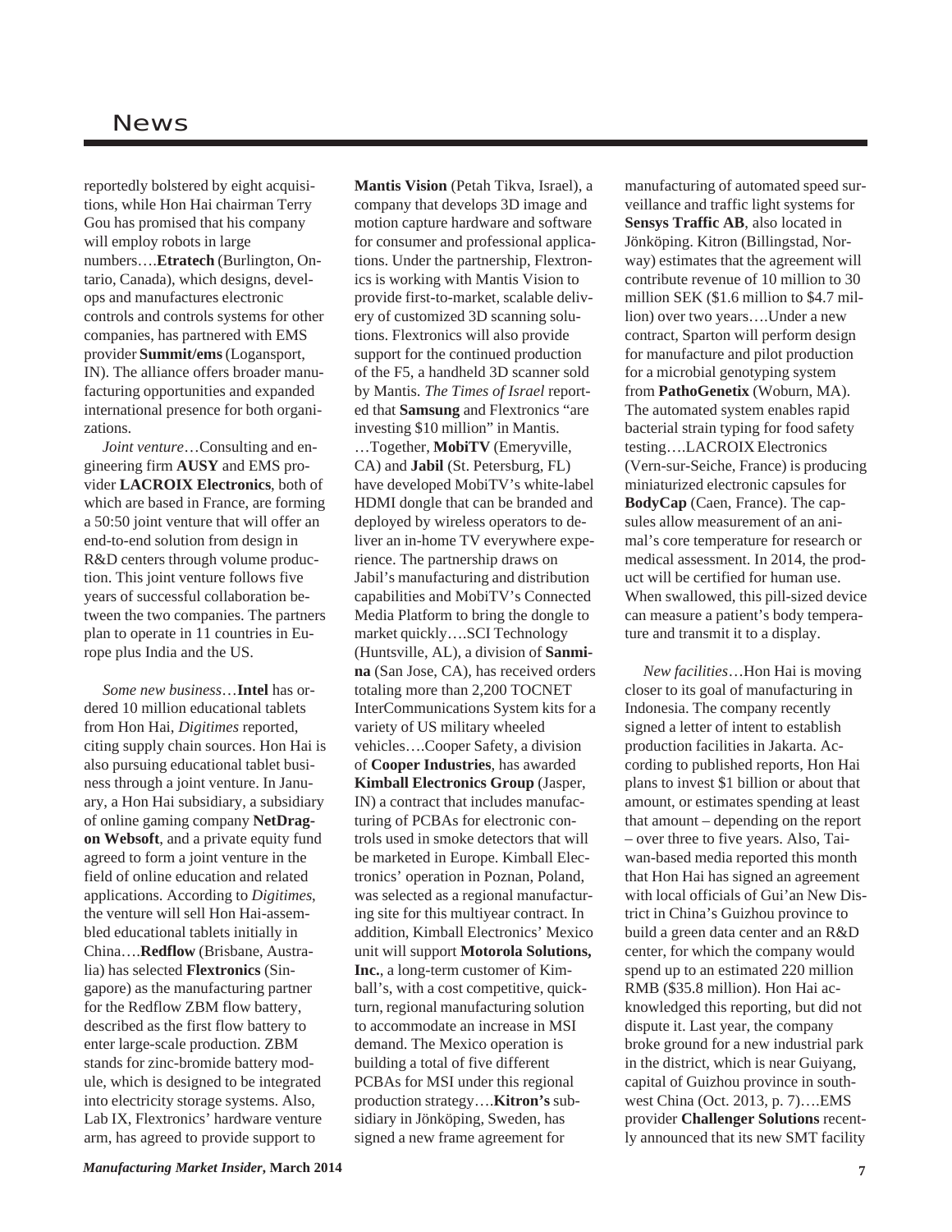reportedly bolstered by eight acquisitions, while Hon Hai chairman Terry Gou has promised that his company will employ robots in large numbers….**Etratech** (Burlington, Ontario, Canada), which designs, develops and manufactures electronic controls and controls systems for other companies, has partnered with EMS provider **Summit/ems** (Logansport, IN). The alliance offers broader manufacturing opportunities and expanded international presence for both organizations.

*Joint venture*…Consulting and engineering firm **AUSY** and EMS provider **LACROIX Electronics**, both of which are based in France, are forming a 50:50 joint venture that will offer an end-to-end solution from design in R&D centers through volume production. This joint venture follows five years of successful collaboration between the two companies. The partners plan to operate in 11 countries in Europe plus India and the US.

*Some new business*…**Intel** has ordered 10 million educational tablets from Hon Hai, *Digitimes* reported, citing supply chain sources. Hon Hai is also pursuing educational tablet business through a joint venture. In January, a Hon Hai subsidiary, a subsidiary of online gaming company **NetDragon Websoft**, and a private equity fund agreed to form a joint venture in the field of online education and related applications. According to *Digitimes*, the venture will sell Hon Hai-assembled educational tablets initially in China….**Redflow** (Brisbane, Australia) has selected **Flextronics** (Singapore) as the manufacturing partner for the Redflow ZBM flow battery, described as the first flow battery to enter large-scale production. ZBM stands for zinc-bromide battery module, which is designed to be integrated into electricity storage systems. Also, Lab IX, Flextronics' hardware venture arm, has agreed to provide support to **Mantis Vision** (Petah Tikva, Israel), a company that develops 3D image and motion capture hardware and software for consumer and professional applications. Under the partnership, Flextronics is working with Mantis Vision to provide first-to-market, scalable delivery of customized 3D scanning solutions. Flextronics will also provide support for the continued production of the F5, a handheld 3D scanner sold by Mantis. *The Times of Israel* reported that **Samsung** and Flextronics "are investing $10 million" in Mantis. …Together, **MobiTV** (Emeryville, CA) and **Jabil** (St. Petersburg, FL) have developed MobiTV's white-label HDMI dongle that can be branded and deployed by wireless operators to deliver an in-home TV everywhere experience. The partnership draws on Jabil's manufacturing and distribution capabilities and MobiTV's Connected Media Platform to bring the dongle to market quickly….SCI Technology (Huntsville, AL), a division of **Sanmina** (San Jose, CA), has received orders totaling more than 2,200 TOCNET InterCommunications System kits for a variety of US military wheeled vehicles….Cooper Safety, a division of **Cooper Industries**, has awarded **Kimball Electronics Group** (Jasper, IN) a contract that includes manufacturing of PCBAs for electronic controls used in smoke detectors that will be marketed in Europe. Kimball Electronics' operation in Poznan, Poland, was selected as a regional manufacturing site for this multiyear contract. In addition, Kimball Electronics' Mexico unit will support **Motorola Solutions, Inc.**, a long-term customer of Kimball's, with a cost competitive, quick-turn, regional manufacturing solution to accommodate an increase in MSI demand. The Mexico operation is building a total of five different PCBAs for MSI under this regional production strategy….**Kitron's** subsidiary in Jönköping, Sweden, has signed a new frame agreement for manufacturing of automated speed surveillance and traffic light systems for **Sensys Traffic AB**, also located in Jönköping. Kitron (Billingstad, Norway) estimates that the agreement will contribute revenue of 10 million to 30 million SEK ($1.6 million to $4.7 million) over two years….Under a new contract, Sparton will perform design for manufacture and pilot production for a microbial genotyping system from **PathoGenetix** (Woburn, MA). The automated system enables rapid bacterial strain typing for food safety testing….LACROIX Electronics (Vern-sur-Seiche, France) is producing miniaturized electronic capsules for **BodyCap** (Caen, France). The capsules allow measurement of an animal's core temperature for research or medical assessment. In 2014, the product will be certified for human use. When swallowed, this pill-sized device can measure a patient's body temperature and transmit it to a display.

*New facilities*…Hon Hai is moving closer to its goal of manufacturing in Indonesia. The company recently signed a letter of intent to establish production facilities in Jakarta. According to published reports, Hon Hai plans to invest $1 billion or about that amount, or estimates spending at least that amount – depending on the report – over three to five years. Also, Taiwan-based media reported this month that Hon Hai has signed an agreement with local officials of Gui'an New District in China's Guizhou province to build a green data center and an R&D center, for which the company would spend up to an estimated 220 million RMB ($35.8 million). Hon Hai acknowledged this reporting, but did not dispute it. Last year, the company broke ground for a new industrial park in the district, which is near Guiyang, capital of Guizhou province in southwest China (Oct. 2013, p. 7)….EMS provider **Challenger Solutions** recently announced that its new SMT facility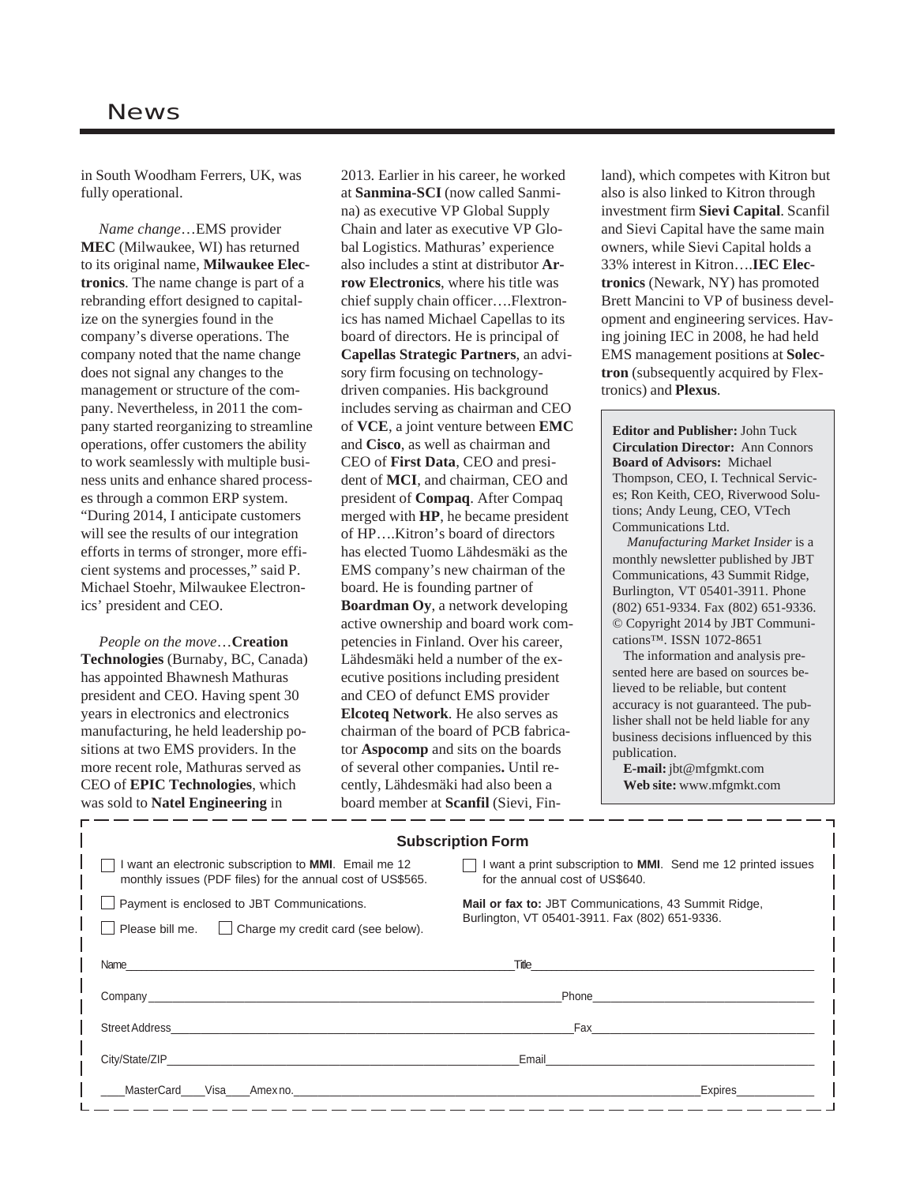in South Woodham Ferrers, UK, was fully operational.

*Name change*…EMS provider **MEC** (Milwaukee, WI) has returned to its original name, **Milwaukee Electronics**. The name change is part of a rebranding effort designed to capitalize on the synergies found in the company's diverse operations. The company noted that the name change does not signal any changes to the management or structure of the company. Nevertheless, in 2011 the company started reorganizing to streamline operations, offer customers the ability to work seamlessly with multiple business units and enhance shared processes through a common ERP system. "During 2014, I anticipate customers will see the results of our integration efforts in terms of stronger, more efficient systems and processes," said P. Michael Stoehr, Milwaukee Electronics' president and CEO.

*People on the move*…**Creation Technologies** (Burnaby, BC, Canada) has appointed Bhawnesh Mathuras president and CEO. Having spent 30 years in electronics and electronics manufacturing, he held leadership positions at two EMS providers. In the more recent role, Mathuras served as CEO of **EPIC Technologies**, which was sold to **Natel Engineering** in 2013. Earlier in his career, he worked at **Sanmina-SCI** (now called Sanmina) as executive VP Global Supply Chain and later as executive VP Global Logistics. Mathuras' experience also includes a stint at distributor **Arrow Electronics**, where his title was chief supply chain officer….Flextronics has named Michael Capellas to its board of directors. He is principal of **Capellas Strategic Partners**, an advisory firm focusing on technology-driven companies. His background includes serving as chairman and CEO of **VCE**, a joint venture between **EMC** and **Cisco**, as well as chairman and CEO of **First Data**, CEO and president of **MCI**, and chairman, CEO and president of **Compaq**. After Compaq merged with **HP**, he became president of HP….Kitron's board of directors has elected Tuomo Lähdesmäki as the EMS company's new chairman of the board. He is founding partner of **Boardman Oy**, a network developing active ownership and board work competencies in Finland. Over his career, Lähdesmäki held a number of the executive positions including president and CEO of defunct EMS provider **Elcoteq Network**. He also serves as chairman of the board of PCB fabricator **Aspocomp** and sits on the boards of several other companies**.** Until recently, Lähdesmäki had also been a board member at **Scanfil** (Sievi, Finland), which competes with Kitron but also is also linked to Kitron through investment firm **Sievi Capital**. Scanfil and Sievi Capital have the same main owners, while Sievi Capital holds a 33% interest in Kitron….**IEC Electronics** (Newark, NY) has promoted Brett Mancini to VP of business development and engineering services. Having joining IEC in 2008, he had held EMS management positions at **Solectron** (subsequently acquired by Flextronics) and **Plexus**.

**Editor and Publisher:** John Tuck
**Circulation Director:** Ann Connors
**Board of Advisors:** Michael Thompson, CEO, I. Technical Services; Ron Keith, CEO, Riverwood Solutions; Andy Leung, CEO, VTech Communications Ltd.

*Manufacturing Market Insider* is a monthly newsletter published by JBT Communications, 43 Summit Ridge, Burlington, VT 05401-3911. Phone (802) 651-9334. Fax (802) 651-9336. © Copyright 2014 by JBT Communications™. ISSN 1072-8651

The information and analysis presented here are based on sources believed to be reliable, but content accuracy is not guaranteed. The publisher shall not be held liable for any business decisions influenced by this publication.

**E-mail:** jbt@mfgmkt.com
**Web site:** www.mfgmkt.com

## Subscription Form

☐ I want an electronic subscription to **MMI**. Email me 12 monthly issues (PDF files) for the annual cost of US$565.

☐ I want a print subscription to **MMI**. Send me 12 printed issues for the annual cost of US$640.

☐ Payment is enclosed to JBT Communications.

☐ Please bill me. ☐ Charge my credit card (see below).

**Mail or fax to:** JBT Communications, 43 Summit Ridge, Burlington, VT 05401-3911. Fax (802) 651-9336.

Name\_\_\_\_\_\_\_\_\_\_ Title\_\_\_\_\_\_\_\_\_\_

Company\_\_\_\_\_\_\_\_\_\_ Phone\_\_\_\_\_\_\_\_\_\_

Street Address\_\_\_\_\_\_\_\_\_\_ Fax\_\_\_\_\_\_\_\_\_\_

City/State/ZIP\_\_\_\_\_\_\_\_\_\_ Email\_\_\_\_\_\_\_\_\_\_

\_\_\_\_MasterCard\_\_\_\_Visa\_\_\_\_Amex no.\_\_\_\_\_\_\_\_\_\_ Expires\_\_\_\_\_\_\_\_\_\_